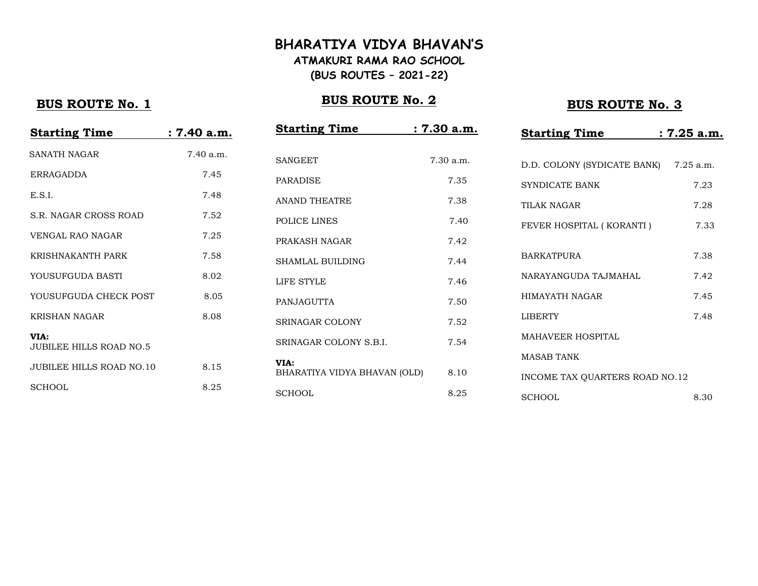# BHARATIYA VIDYA BHAVAN'S

## ATMAKURI RAMA RAO SCHOOL

## (BUS ROUTES – 2021-22)

## BUS ROUTE No. 1

| **Starting Time** | **: 7.40 a.m.** |
|---|---|
| SANATH NAGAR | 7.40 a.m. |
| ERRAGADDA | 7.45 |
| E.S.I. | 7.48 |
| S.R. NAGAR CROSS ROAD | 7.52 |
| VENGAL RAO NAGAR | 7.25 |
| KRISHNAKANTH PARK | 7.58 |
| YOUSUFGUDA BASTI | 8.02 |
| YOUSUFGUDA CHECK POST | 8.05 |
| KRISHAN NAGAR | 8.08 |
| **VIA:** JUBILEE HILLS ROAD NO.5 | |
| JUBILEE HILLS ROAD NO.10 | 8.15 |
| SCHOOL | 8.25 |

## BUS ROUTE No. 2

| **Starting Time** | **: 7.30 a.m.** |
|---|---|
| SANGEET | 7.30 a.m. |
| PARADISE | 7.35 |
| ANAND THEATRE | 7.38 |
| POLICE LINES | 7.40 |
| PRAKASH NAGAR | 7.42 |
| SHAMLAL BUILDING | 7.44 |
| LIFE STYLE | 7.46 |
| PANJAGUTTA | 7.50 |
| SRINAGAR COLONY | 7.52 |
| SRINAGAR COLONY S.B.I. | 7.54 |
| **VIA:** BHARATIYA VIDYA BHAVAN (OLD) | 8.10 |
| SCHOOL | 8.25 |

## BUS ROUTE No. 3

| **Starting Time** | **: 7.25 a.m.** |
|---|---|
| D.D. COLONY (SYDICATE BANK) | 7.25 a.m. |
| SYNDICATE BANK | 7.23 |
| TILAK NAGAR | 7.28 |
| FEVER HOSPITAL ( KORANTI ) | 7.33 |
| BARKATPURA | 7.38 |
| NARAYANGUDA TAJMAHAL | 7.42 |
| HIMAYATH NAGAR | 7.45 |
| LIBERTY | 7.48 |
| MAHAVEER HOSPITAL | |
| MASAB TANK | |
| INCOME TAX QUARTERS ROAD NO.12 | |
| SCHOOL | 8.30 |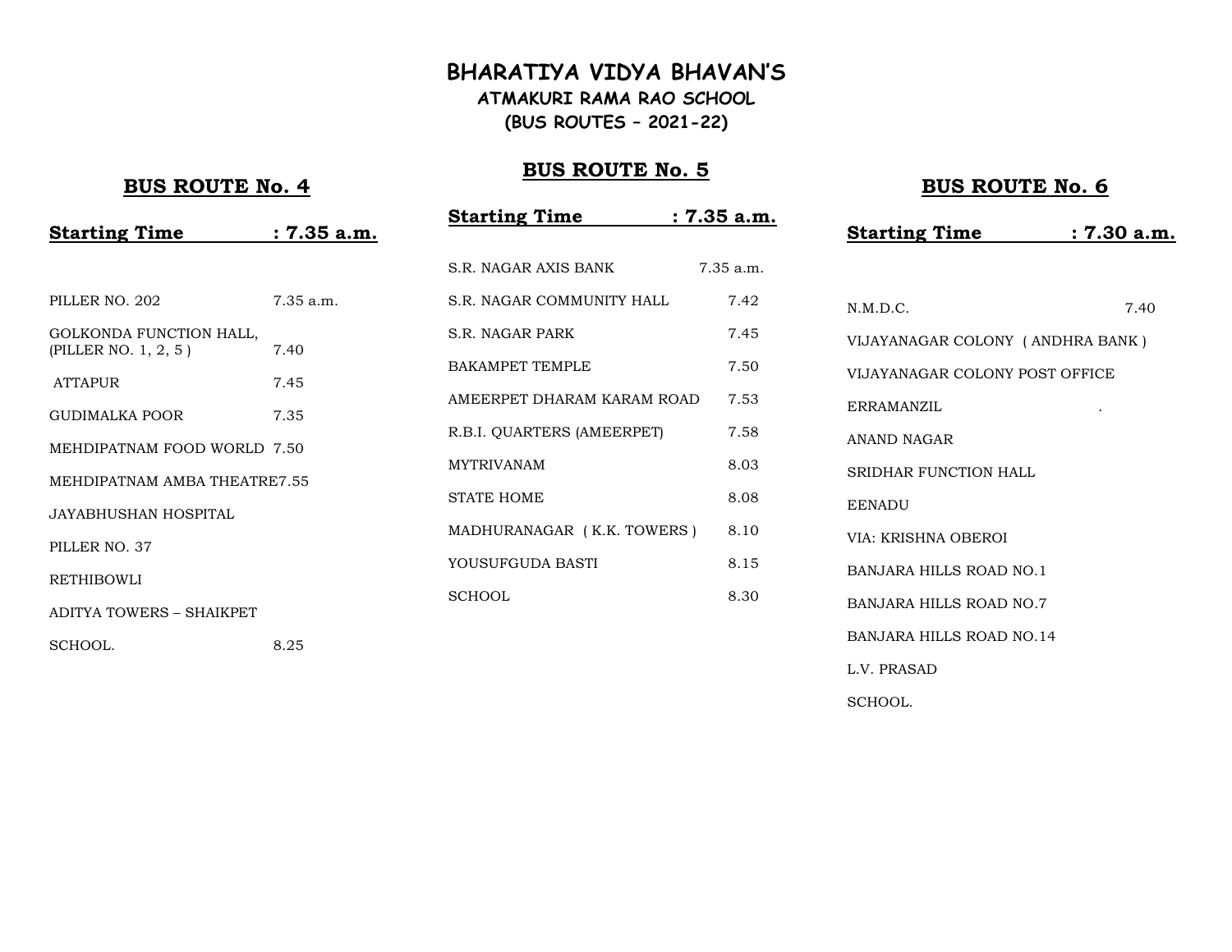# BHARATIYA VIDYA BHAVAN'S

## ATMAKURI RAMA RAO SCHOOL

## (BUS ROUTES – 2021-22)

## BUS ROUTE No. 4

**Starting Time : 7.35 a.m.**

| | |
|---|---|
| PILLER NO. 202 | 7.35 a.m. |
| GOLKONDA FUNCTION HALL, (PILLER NO. 1, 2, 5 ) | 7.40 |
| ATTAPUR | 7.45 |
| GUDIMALKA POOR | 7.35 |
| MEHDIPATNAM FOOD WORLD | 7.50 |
| MEHDIPATNAM AMBA THEATRE | 7.55 |
| JAYABHUSHAN HOSPITAL | |
| PILLER NO. 37 | |
| RETHIBOWLI | |
| ADITYA TOWERS – SHAIKPET | |
| SCHOOL. | 8.25 |

## BUS ROUTE No. 5

**Starting Time : 7.35 a.m.**

| | |
|---|---|
| S.R. NAGAR AXIS BANK | 7.35 a.m. |
| S.R. NAGAR COMMUNITY HALL | 7.42 |
| S.R. NAGAR PARK | 7.45 |
| BAKAMPET TEMPLE | 7.50 |
| AMEERPET DHARAM KARAM ROAD | 7.53 |
| R.B.I. QUARTERS (AMEERPET) | 7.58 |
| MYTRIVANAM | 8.03 |
| STATE HOME | 8.08 |
| MADHURANAGAR ( K.K. TOWERS ) | 8.10 |
| YOUSUFGUDA BASTI | 8.15 |
| SCHOOL | 8.30 |

## BUS ROUTE No. 6

**Starting Time : 7.30 a.m.**

| | |
|---|---|
| N.M.D.C. | 7.40 |
| VIJAYANAGAR COLONY ( ANDHRA BANK ) | |
| VIJAYANAGAR COLONY POST OFFICE | |
| ERRAMANZIL | . |
| ANAND NAGAR | |
| SRIDHAR FUNCTION HALL | |
| EENADU | |
| VIA: KRISHNA OBEROI | |
| BANJARA HILLS ROAD NO.1 | |
| BANJARA HILLS ROAD NO.7 | |
| BANJARA HILLS ROAD NO.14 | |
| L.V. PRASAD | |
| SCHOOL. | |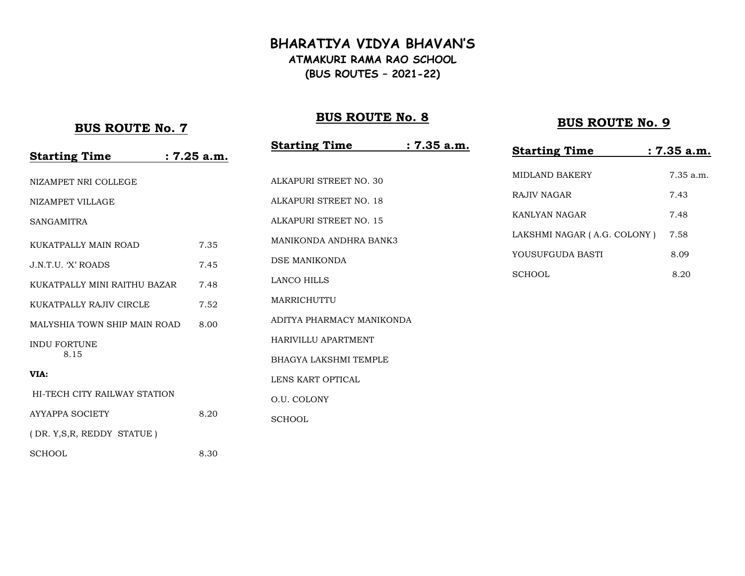# BHARATIYA VIDYA BHAVAN'S

## ATMAKURI RAMA RAO SCHOOL

## (BUS ROUTES – 2021-22)

## BUS ROUTE No. 7

**Starting Time : 7.25 a.m.**

| | |
|---|---|
| NIZAMPET NRI COLLEGE | |
| NIZAMPET VILLAGE | |
| SANGAMITRA | |
| KUKATPALLY MAIN ROAD | 7.35 |
| J.N.T.U. 'X' ROADS | 7.45 |
| KUKATPALLY MINI RAITHU BAZAR | 7.48 |
| KUKATPALLY RAJIV CIRCLE | 7.52 |
| MALYSHIA TOWN SHIP MAIN ROAD | 8.00 |
| INDU FORTUNE | 8.15 |
| **VIA:** | |
| HI-TECH CITY RAILWAY STATION | |
| AYYAPPA SOCIETY | 8.20 |
| ( DR. Y,S,R, REDDY STATUE ) | |
| SCHOOL | 8.30 |

## BUS ROUTE No. 8

**Starting Time : 7.35 a.m.**

ALKAPURI STREET NO. 30

ALKAPURI STREET NO. 18

ALKAPURI STREET NO. 15

MANIKONDA ANDHRA BANK3

DSE MANIKONDA

LANCO HILLS

MARRICHUTTU

ADITYA PHARMACY MANIKONDA

HARIVILLU APARTMENT

BHAGYA LAKSHMI TEMPLE

LENS KART OPTICAL

O.U. COLONY

SCHOOL

## BUS ROUTE No. 9

**Starting Time : 7.35 a.m.**

| | |
|---|---|
| MIDLAND BAKERY | 7.35 a.m. |
| RAJIV NAGAR | 7.43 |
| KANLYAN NAGAR | 7.48 |
| LAKSHMI NAGAR ( A.G. COLONY ) | 7.58 |
| YOUSUFGUDA BASTI | 8.09 |
| SCHOOL | 8.20 |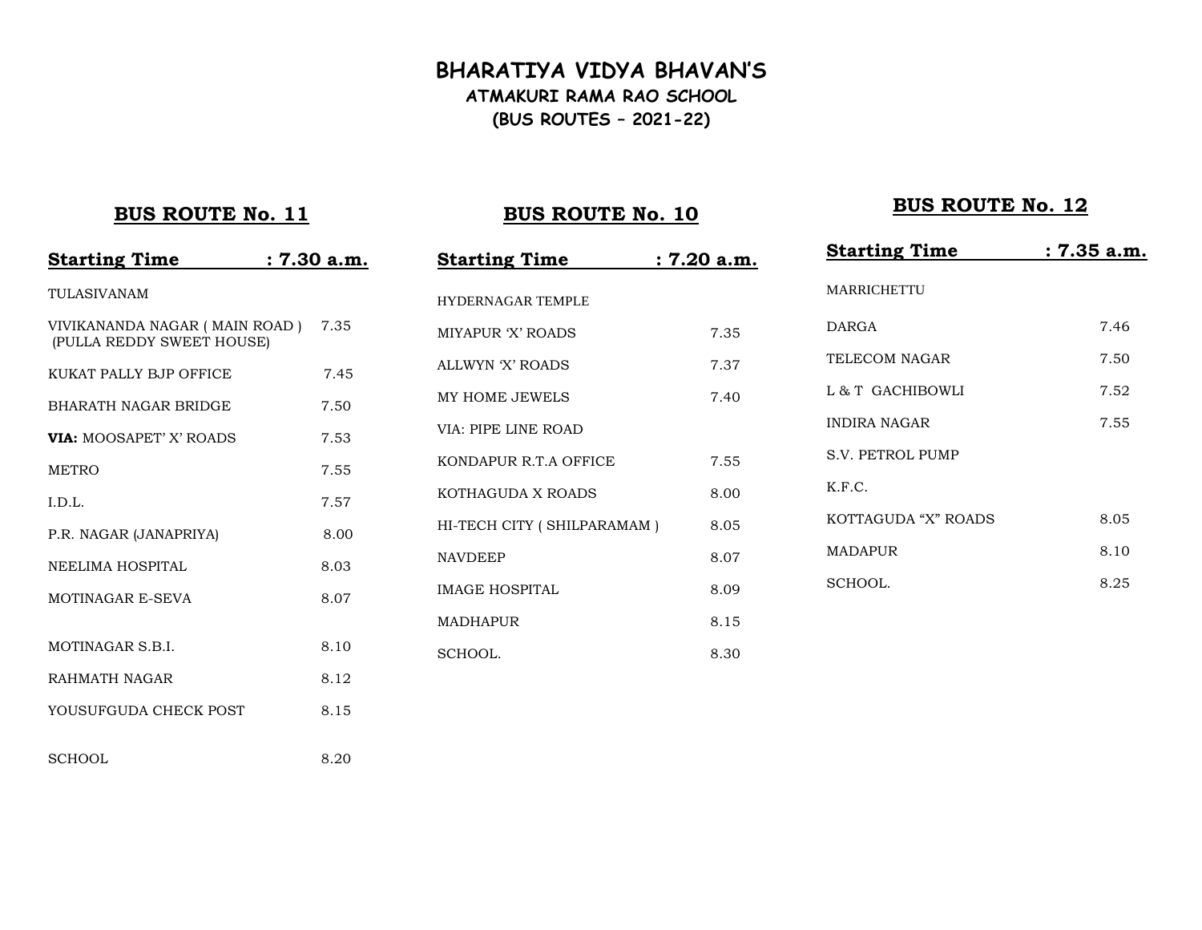# BHARATIYA VIDYA BHAVAN'S

## ATMAKURI RAMA RAO SCHOOL

## (BUS ROUTES – 2021-22)

### BUS ROUTE No. 11

| **Starting Time** | **: 7.30 a.m.** |
|---|---|
| TULASIVANAM | |
| VIVIKANANDA NAGAR ( MAIN ROAD ) (PULLA REDDY SWEET HOUSE) | 7.35 |
| KUKAT PALLY BJP OFFICE | 7.45 |
| BHARATH NAGAR BRIDGE | 7.50 |
| **VIA:** MOOSAPET' X' ROADS | 7.53 |
| METRO | 7.55 |
| I.D.L. | 7.57 |
| P.R. NAGAR (JANAPRIYA) | 8.00 |
| NEELIMA HOSPITAL | 8.03 |
| MOTINAGAR E-SEVA | 8.07 |
| MOTINAGAR S.B.I. | 8.10 |
| RAHMATH NAGAR | 8.12 |
| YOUSUFGUDA CHECK POST | 8.15 |
| SCHOOL | 8.20 |

### BUS ROUTE No. 10

| **Starting Time** | **: 7.20 a.m.** |
|---|---|
| HYDERNAGAR TEMPLE | |
| MIYAPUR 'X' ROADS | 7.35 |
| ALLWYN 'X' ROADS | 7.37 |
| MY HOME JEWELS | 7.40 |
| VIA: PIPE LINE ROAD | |
| KONDAPUR R.T.A OFFICE | 7.55 |
| KOTHAGUDA X ROADS | 8.00 |
| HI-TECH CITY ( SHILPARAMAM ) | 8.05 |
| NAVDEEP | 8.07 |
| IMAGE HOSPITAL | 8.09 |
| MADHAPUR | 8.15 |
| SCHOOL. | 8.30 |

### BUS ROUTE No. 12

| **Starting Time** | **: 7.35 a.m.** |
|---|---|
| MARRICHETTU | |
| DARGA | 7.46 |
| TELECOM NAGAR | 7.50 |
| L & T GACHIBOWLI | 7.52 |
| INDIRA NAGAR | 7.55 |
| S.V. PETROL PUMP | |
| K.F.C. | |
| KOTTAGUDA "X" ROADS | 8.05 |
| MADAPUR | 8.10 |
| SCHOOL. | 8.25 |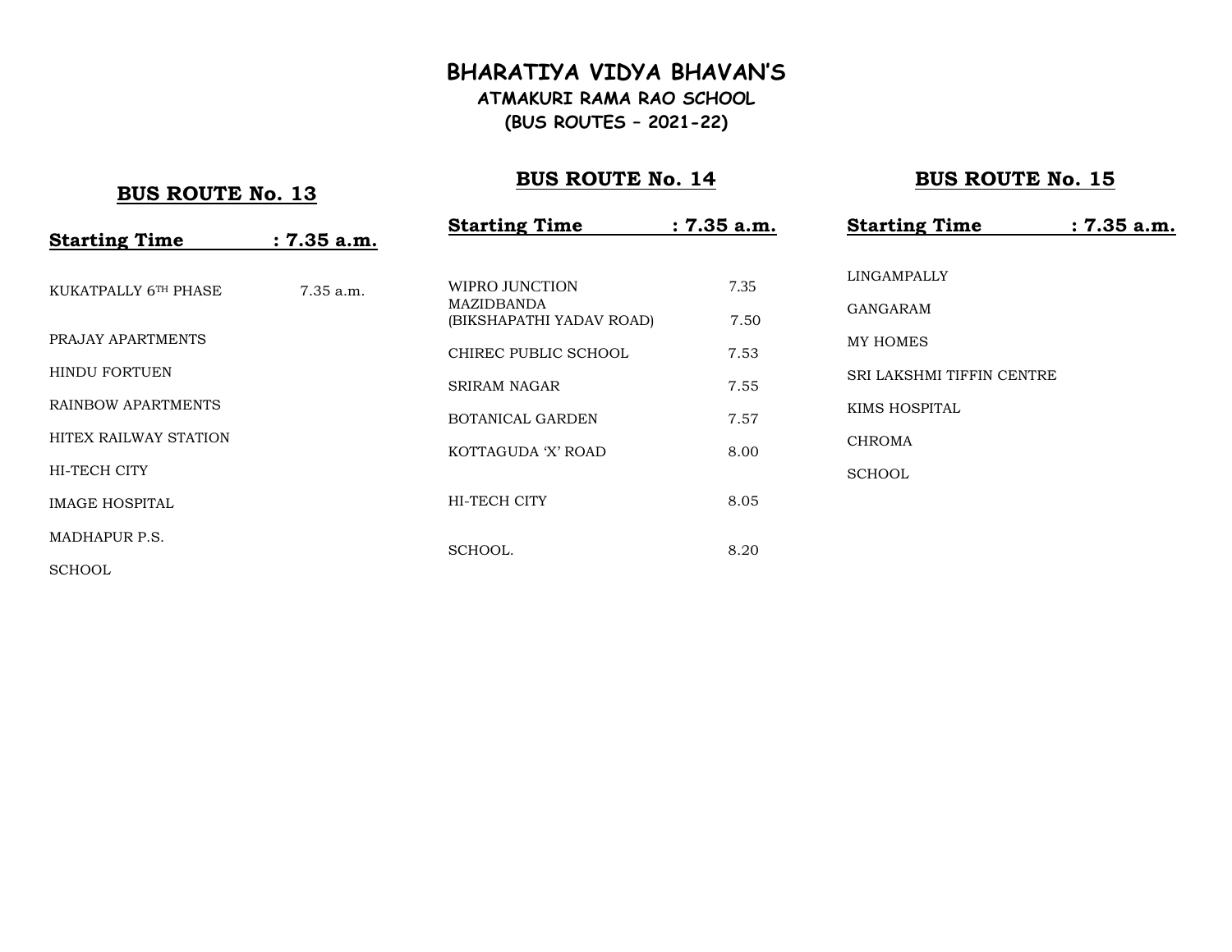# BHARATIYA VIDYA BHAVAN'S

## ATMAKURI RAMA RAO SCHOOL

## (BUS ROUTES – 2021-22)

### BUS ROUTE No. 13

**Starting Time : 7.35 a.m.**

| | |
|---|---|
| KUKATPALLY 6TH PHASE | 7.35 a.m. |
| PRAJAY APARTMENTS | |
| HINDU FORTUEN | |
| RAINBOW APARTMENTS | |
| HITEX RAILWAY STATION | |
| HI-TECH CITY | |
| IMAGE HOSPITAL | |
| MADHAPUR P.S. | |
| SCHOOL | |

### BUS ROUTE No. 14

**Starting Time : 7.35 a.m.**

| | |
|---|---|
| WIPRO JUNCTION | 7.35 |
| MAZIDBANDA (BIKSHAPATHI YADAV ROAD) | 7.50 |
| CHIREC PUBLIC SCHOOL | 7.53 |
| SRIRAM NAGAR | 7.55 |
| BOTANICAL GARDEN | 7.57 |
| KOTTAGUDA 'X' ROAD | 8.00 |
| HI-TECH CITY | 8.05 |
| SCHOOL. | 8.20 |

### BUS ROUTE No. 15

**Starting Time : 7.35 a.m.**

LINGAMPALLY

GANGARAM

MY HOMES

SRI LAKSHMI TIFFIN CENTRE

KIMS HOSPITAL

CHROMA

SCHOOL